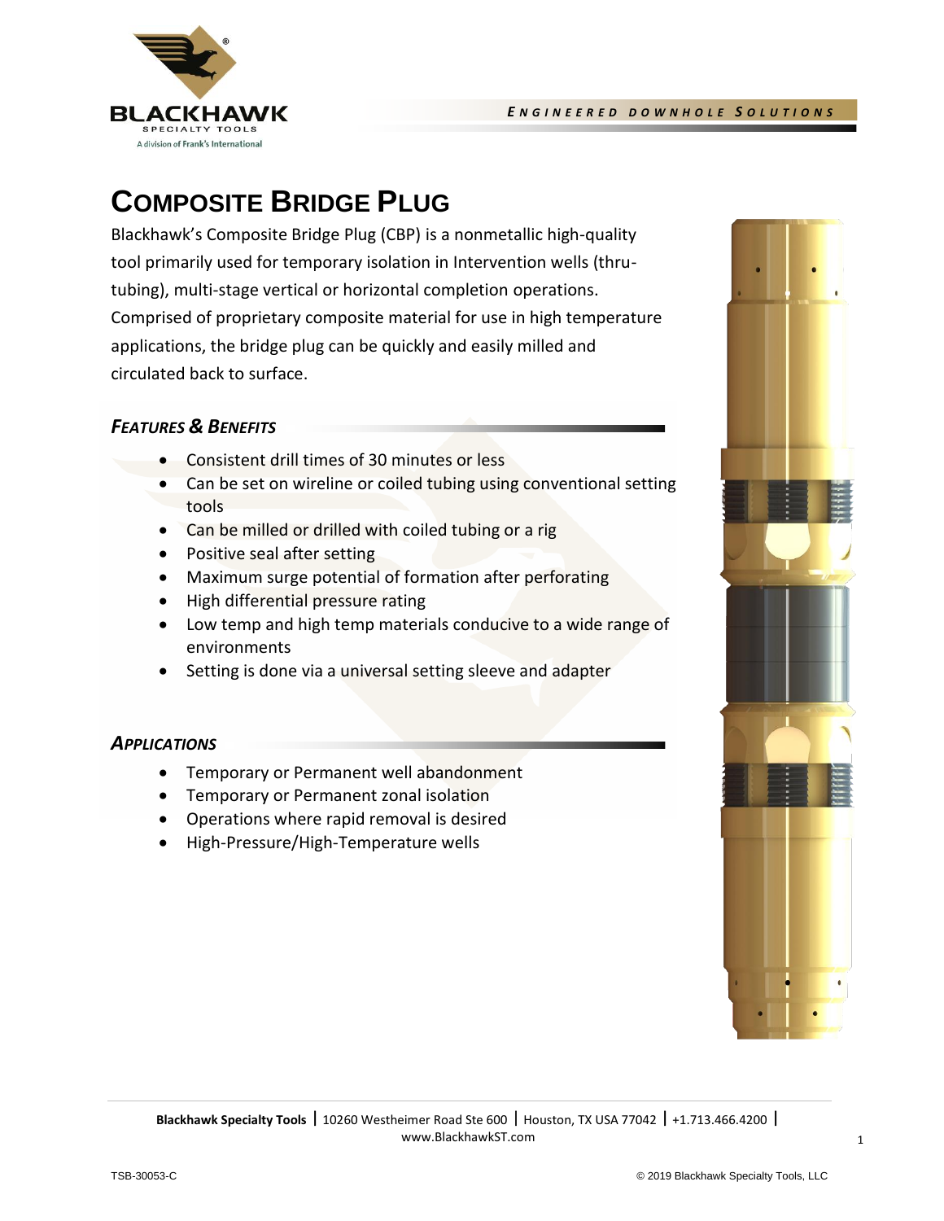# Composite Bridge Plug

Blackhawk's Composite Bridge Plug (CBP) is a nonmetallic high-quality tool primarily used for temporary isolation in Intervention wells (thru-tubing), multi-stage vertical or horizontal completion operations. Comprised of proprietary composite material for use in high temperature applications, the bridge plug can be quickly and easily milled and circulated back to surface.

## *Features & Benefits*

- Consistent drill times of 30 minutes or less
- Can be set on wireline or coiled tubing using conventional setting tools
- Can be milled or drilled with coiled tubing or a rig
- Positive seal after setting
- Maximum surge potential of formation after perforating
- High differential pressure rating
- Low temp and high temp materials conducive to a wide range of environments
- Setting is done via a universal setting sleeve and adapter

## *Applications*

- Temporary or Permanent well abandonment
- Temporary or Permanent zonal isolation
- Operations where rapid removal is desired
- High-Pressure/High-Temperature wells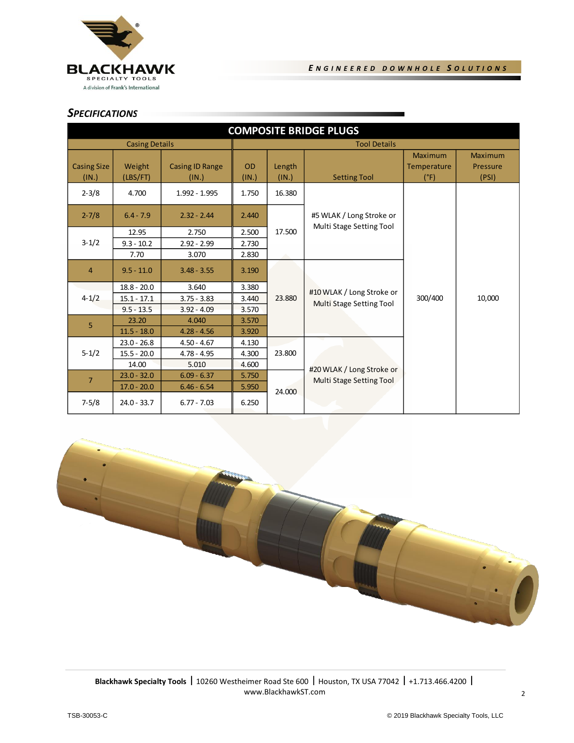## SPECIFICATIONS

| COMPOSITE BRIDGE PLUGS | | | | | | | |
|---|---|---|---|---|---|---|---|
| Casing Details | | | Tool Details | | | | |
| Casing Size (IN.) | Weight (LBS/FT) | Casing ID Range (IN.) | OD (IN.) | Length (IN.) | Setting Tool | Maximum Temperature (°F) | Maximum Pressure (PSI) |
| 2-3/8 | 4.700 | 1.992 - 1.995 | 1.750 | 16.380 | #5 WLAK / Long Stroke or Multi Stage Setting Tool | 300/400 | 10,000 |
| 2-7/8 | 6.4 - 7.9 | 2.32 - 2.44 | 2.440 | 17.500 | | | |
| 3-1/2 | 12.95 | 2.750 | 2.500 | | | | |
| | 9.3 - 10.2 | 2.92 - 2.99 | 2.730 | | | | |
| | 7.70 | 3.070 | 2.830 | | | | |
| 4 | 9.5 - 11.0 | 3.48 - 3.55 | 3.190 | 23.880 | #10 WLAK / Long Stroke or Multi Stage Setting Tool | | |
| 4-1/2 | 18.8 - 20.0 | 3.640 | 3.380 | | | | |
| | 15.1 - 17.1 | 3.75 - 3.83 | 3.440 | | | | |
| | 9.5 - 13.5 | 3.92 - 4.09 | 3.570 | | | | |
| 5 | 23.20 | 4.040 | 3.570 | | | | |
| | 11.5 - 18.0 | 4.28 - 4.56 | 3.920 | | | | |
| 5-1/2 | 23.0 - 26.8 | 4.50 - 4.67 | 4.130 | 23.800 | #20 WLAK / Long Stroke or Multi Stage Setting Tool | | |
| | 15.5 - 20.0 | 4.78 - 4.95 | 4.300 | | | | |
| | 14.00 | 5.010 | 4.600 | | | | |
| 7 | 23.0 - 32.0 | 6.09 - 6.37 | 5.750 | 24.000 | | | |
| | 17.0 - 20.0 | 6.46 - 6.54 | 5.950 | | | | |
| 7-5/8 | 24.0 - 33.7 | 6.77 - 7.03 | 6.250 | | | | |

**Blackhawk Specialty Tools** | 10260 Westheimer Road Ste 600 | Houston, TX USA 77042 | +1.713.466.4200 |
www.BlackhawkST.com

TSB-30053-C

© 2019 Blackhawk Specialty Tools, LLC